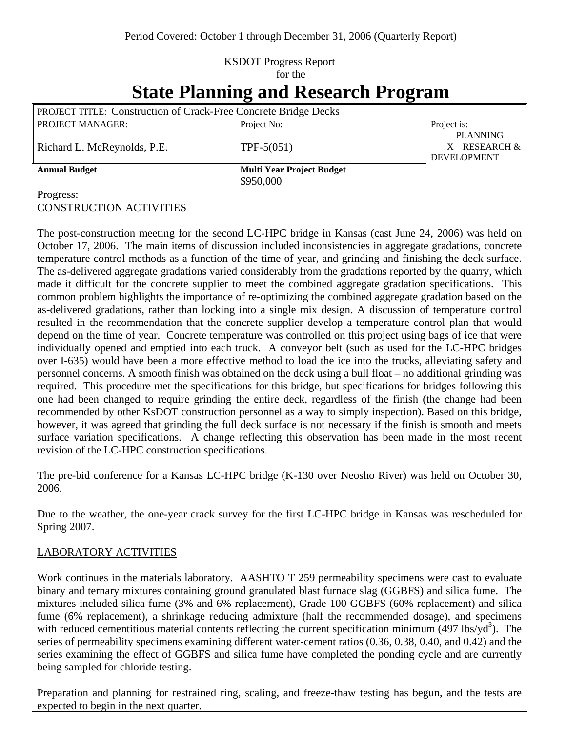Period Covered: October 1 through December 31, 2006 (Quarterly Report)

KSDOT Progress Report
for the

# State Planning and Research Program

| PROJECT TITLE: Construction of Crack-Free Concrete Bridge Decks | | |
|---|---|---|
| PROJECT MANAGER: Richard L. McReynolds, P.E. | Project No: TPF-5(051) | Project is: ____ PLANNING __X__ RESEARCH & DEVELOPMENT |
| **Annual Budget** | **Multi Year Project Budget** $950,000 | |

Progress:

CONSTRUCTION ACTIVITIES

The post-construction meeting for the second LC-HPC bridge in Kansas (cast June 24, 2006) was held on October 17, 2006. The main items of discussion included inconsistencies in aggregate gradations, concrete temperature control methods as a function of the time of year, and grinding and finishing the deck surface. The as-delivered aggregate gradations varied considerably from the gradations reported by the quarry, which made it difficult for the concrete supplier to meet the combined aggregate gradation specifications. This common problem highlights the importance of re-optimizing the combined aggregate gradation based on the as-delivered gradations, rather than locking into a single mix design. A discussion of temperature control resulted in the recommendation that the concrete supplier develop a temperature control plan that would depend on the time of year. Concrete temperature was controlled on this project using bags of ice that were individually opened and emptied into each truck. A conveyor belt (such as used for the LC-HPC bridges over I-635) would have been a more effective method to load the ice into the trucks, alleviating safety and personnel concerns. A smooth finish was obtained on the deck using a bull float – no additional grinding was required. This procedure met the specifications for this bridge, but specifications for bridges following this one had been changed to require grinding the entire deck, regardless of the finish (the change had been recommended by other KsDOT construction personnel as a way to simply inspection). Based on this bridge, however, it was agreed that grinding the full deck surface is not necessary if the finish is smooth and meets surface variation specifications. A change reflecting this observation has been made in the most recent revision of the LC-HPC construction specifications.

The pre-bid conference for a Kansas LC-HPC bridge (K-130 over Neosho River) was held on October 30, 2006.

Due to the weather, the one-year crack survey for the first LC-HPC bridge in Kansas was rescheduled for Spring 2007.

LABORATORY ACTIVITIES

Work continues in the materials laboratory. AASHTO T 259 permeability specimens were cast to evaluate binary and ternary mixtures containing ground granulated blast furnace slag (GGBFS) and silica fume. The mixtures included silica fume (3% and 6% replacement), Grade 100 GGBFS (60% replacement) and silica fume (6% replacement), a shrinkage reducing admixture (half the recommended dosage), and specimens with reduced cementitious material contents reflecting the current specification minimum (497 lbs/yd$^3$). The series of permeability specimens examining different water-cement ratios (0.36, 0.38, 0.40, and 0.42) and the series examining the effect of GGBFS and silica fume have completed the ponding cycle and are currently being sampled for chloride testing.

Preparation and planning for restrained ring, scaling, and freeze-thaw testing has begun, and the tests are expected to begin in the next quarter.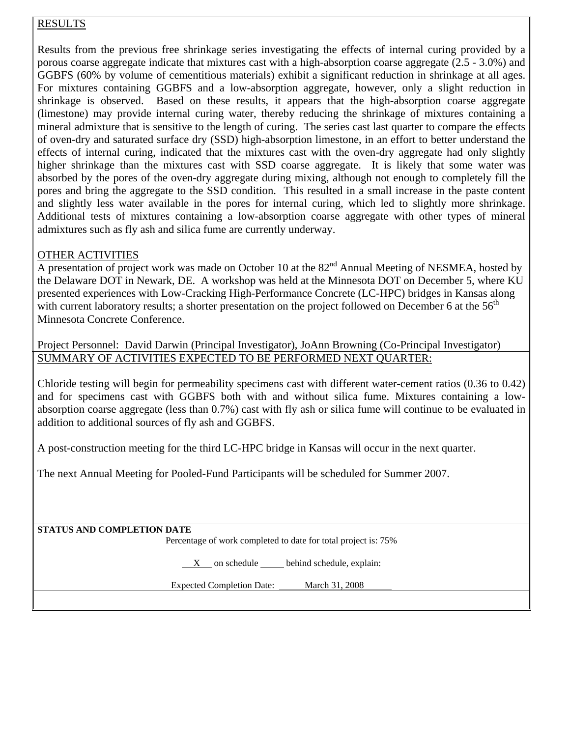## RESULTS

Results from the previous free shrinkage series investigating the effects of internal curing provided by a porous coarse aggregate indicate that mixtures cast with a high-absorption coarse aggregate (2.5 - 3.0%) and GGBFS (60% by volume of cementitious materials) exhibit a significant reduction in shrinkage at all ages. For mixtures containing GGBFS and a low-absorption aggregate, however, only a slight reduction in shrinkage is observed. Based on these results, it appears that the high-absorption coarse aggregate (limestone) may provide internal curing water, thereby reducing the shrinkage of mixtures containing a mineral admixture that is sensitive to the length of curing. The series cast last quarter to compare the effects of oven-dry and saturated surface dry (SSD) high-absorption limestone, in an effort to better understand the effects of internal curing, indicated that the mixtures cast with the oven-dry aggregate had only slightly higher shrinkage than the mixtures cast with SSD coarse aggregate. It is likely that some water was absorbed by the pores of the oven-dry aggregate during mixing, although not enough to completely fill the pores and bring the aggregate to the SSD condition. This resulted in a small increase in the paste content and slightly less water available in the pores for internal curing, which led to slightly more shrinkage. Additional tests of mixtures containing a low-absorption coarse aggregate with other types of mineral admixtures such as fly ash and silica fume are currently underway.

## OTHER ACTIVITIES

A presentation of project work was made on October 10 at the 82nd Annual Meeting of NESMEA, hosted by the Delaware DOT in Newark, DE. A workshop was held at the Minnesota DOT on December 5, where KU presented experiences with Low-Cracking High-Performance Concrete (LC-HPC) bridges in Kansas along with current laboratory results; a shorter presentation on the project followed on December 6 at the 56th Minnesota Concrete Conference.

Project Personnel: David Darwin (Principal Investigator), JoAnn Browning (Co-Principal Investigator)

## SUMMARY OF ACTIVITIES EXPECTED TO BE PERFORMED NEXT QUARTER:

Chloride testing will begin for permeability specimens cast with different water-cement ratios (0.36 to 0.42) and for specimens cast with GGBFS both with and without silica fume. Mixtures containing a low-absorption coarse aggregate (less than 0.7%) cast with fly ash or silica fume will continue to be evaluated in addition to additional sources of fly ash and GGBFS.

A post-construction meeting for the third LC-HPC bridge in Kansas will occur in the next quarter.

The next Annual Meeting for Pooled-Fund Participants will be scheduled for Summer 2007.

**STATUS AND COMPLETION DATE**

Percentage of work completed to date for total project is: 75%

X on schedule \_\_\_\_\_ behind schedule, explain:

Expected Completion Date: March 31, 2008